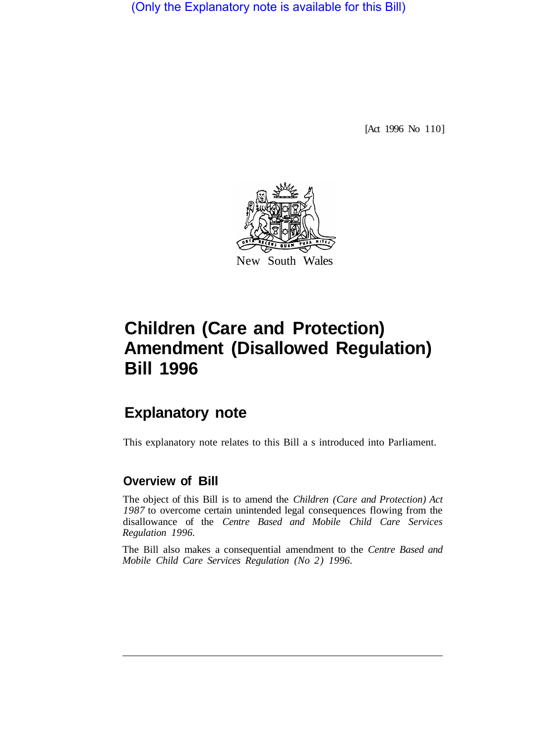(Only the Explanatory note is available for this Bill)

[Act 1996 No 110]

New South Wales

# Children (Care and Protection) Amendment (Disallowed Regulation) Bill 1996

## Explanatory note

This explanatory note relates to this Bill a s introduced into Parliament.

### Overview of Bill

The object of this Bill is to amend the *Children (Care and Protection) Act 1987* to overcome certain unintended legal consequences flowing from the disallowance of the *Centre Based and Mobile Child Care Services Regulation 1996.*

The Bill also makes a consequential amendment to the *Centre Based and Mobile Child Care Services Regulation (No 2) 1996*.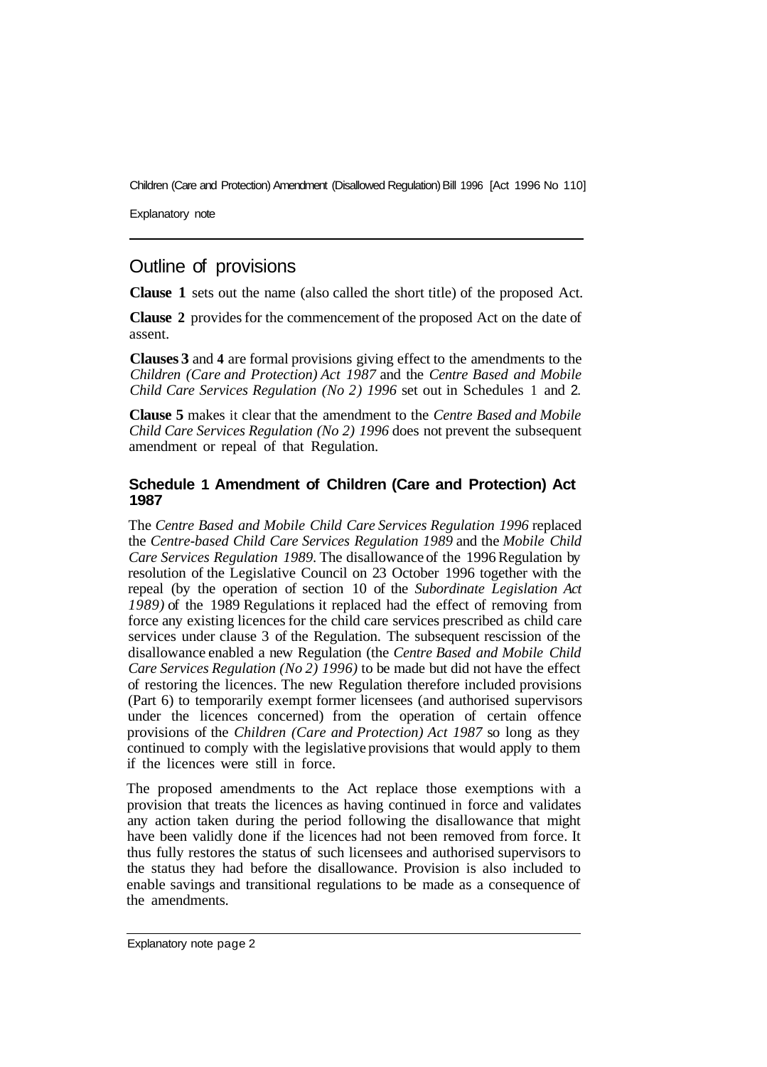## Outline of provisions

**Clause 1** sets out the name (also called the short title) of the proposed Act.

**Clause 2** provides for the commencement of the proposed Act on the date of assent.

**Clauses 3** and **4** are formal provisions giving effect to the amendments to the *Children (Care and Protection) Act 1987* and the *Centre Based and Mobile Child Care Services Regulation (No 2) 1996* set out in Schedules 1 and 2.

**Clause 5** makes it clear that the amendment to the *Centre Based and Mobile Child Care Services Regulation (No 2) 1996* does not prevent the subsequent amendment or repeal of that Regulation.

### Schedule 1 Amendment of Children (Care and Protection) Act 1987

The *Centre Based and Mobile Child Care Services Regulation 1996* replaced the *Centre-based Child Care Services Regulation 1989* and the *Mobile Child Care Services Regulation 1989*. The disallowance of the 1996 Regulation by resolution of the Legislative Council on 23 October 1996 together with the repeal (by the operation of section 10 of the *Subordinate Legislation Act 1989)* of the 1989 Regulations it replaced had the effect of removing from force any existing licences for the child care services prescribed as child care services under clause 3 of the Regulation. The subsequent rescission of the disallowance enabled a new Regulation (the *Centre Based and Mobile Child Care Services Regulation (No 2) 1996)* to be made but did not have the effect of restoring the licences. The new Regulation therefore included provisions (Part 6) to temporarily exempt former licensees (and authorised supervisors under the licences concerned) from the operation of certain offence provisions of the *Children (Care and Protection) Act 1987* so long as they continued to comply with the legislative provisions that would apply to them if the licences were still in force.

The proposed amendments to the Act replace those exemptions with a provision that treats the licences as having continued in force and validates any action taken during the period following the disallowance that might have been validly done if the licences had not been removed from force. It thus fully restores the status of such licensees and authorised supervisors to the status they had before the disallowance. Provision is also included to enable savings and transitional regulations to be made as a consequence of the amendments.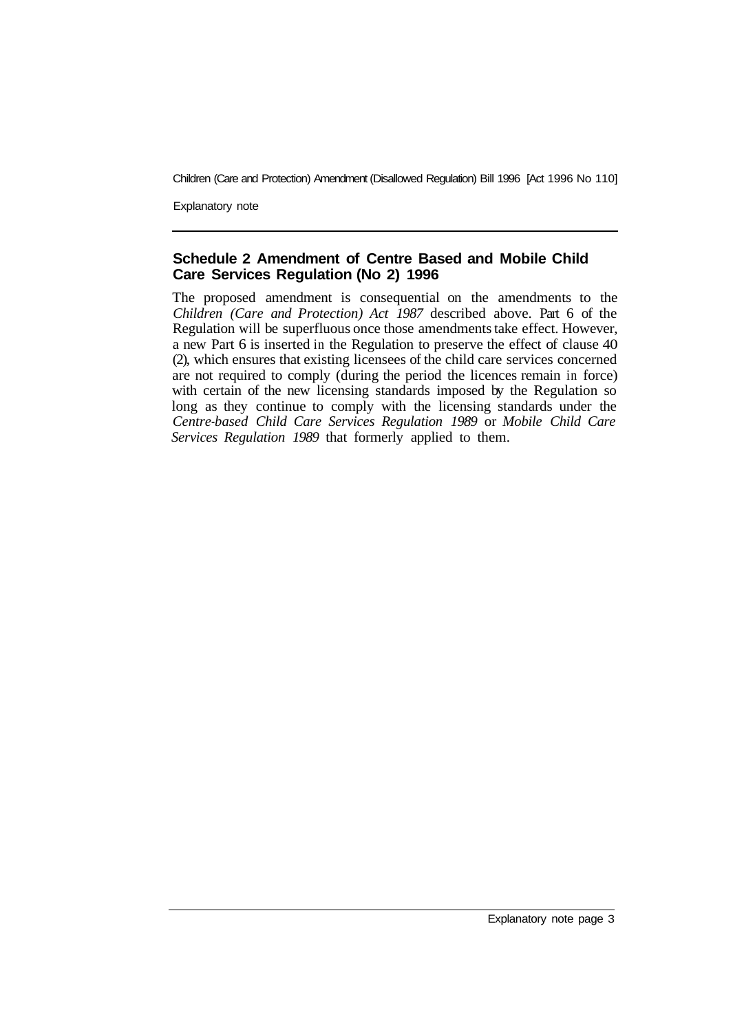## Schedule 2 Amendment of Centre Based and Mobile Child Care Services Regulation (No 2) 1996

The proposed amendment is consequential on the amendments to the *Children (Care and Protection) Act 1987* described above. Part 6 of the Regulation will be superfluous once those amendments take effect. However, a new Part 6 is inserted in the Regulation to preserve the effect of clause 40 (2), which ensures that existing licensees of the child care services concerned are not required to comply (during the period the licences remain in force) with certain of the new licensing standards imposed by the Regulation so long as they continue to comply with the licensing standards under the *Centre-based Child Care Services Regulation 1989* or *Mobile Child Care Services Regulation 1989* that formerly applied to them.